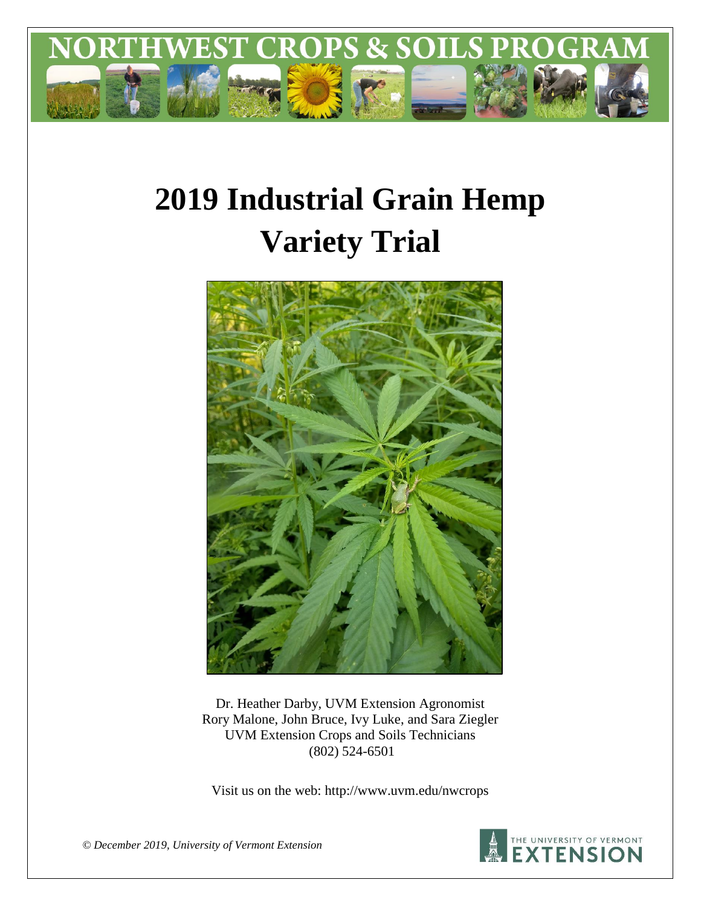NORTHWEST CROPS & SOILS PROGRAM

# 2019 Industrial Grain Hemp Variety Trial

Dr. Heather Darby, UVM Extension Agronomist
Rory Malone, John Bruce, Ivy Luke, and Sara Ziegler
UVM Extension Crops and Soils Technicians
(802) 524-6501

Visit us on the web: http://www.uvm.edu/nwcrops

*© December 2019, University of Vermont Extension*

THE UNIVERSITY OF VERMONT EXTENSION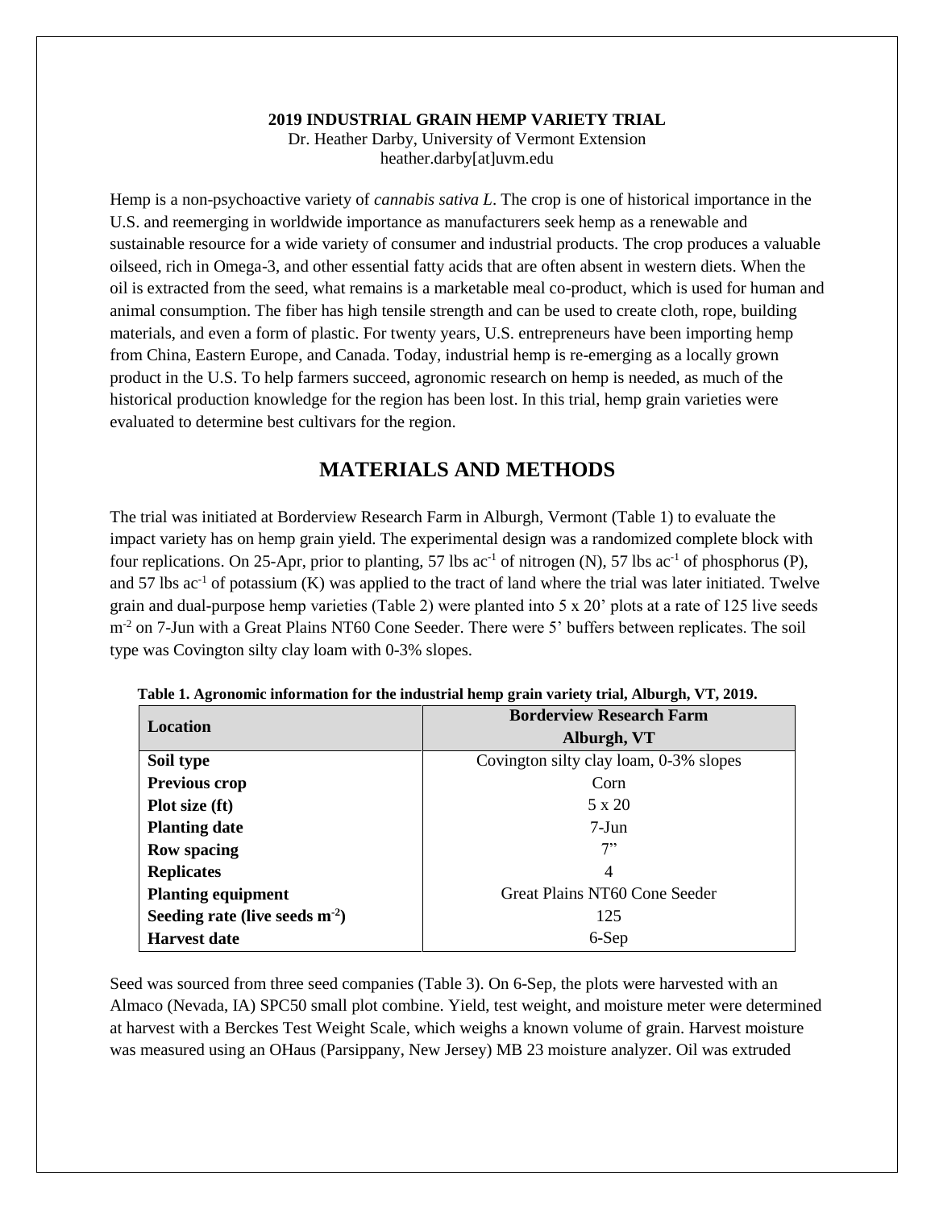**2019 INDUSTRIAL GRAIN HEMP VARIETY TRIAL**
Dr. Heather Darby, University of Vermont Extension
heather.darby[at]uvm.edu

Hemp is a non-psychoactive variety of *cannabis sativa L*. The crop is one of historical importance in the U.S. and reemerging in worldwide importance as manufacturers seek hemp as a renewable and sustainable resource for a wide variety of consumer and industrial products. The crop produces a valuable oilseed, rich in Omega-3, and other essential fatty acids that are often absent in western diets. When the oil is extracted from the seed, what remains is a marketable meal co-product, which is used for human and animal consumption. The fiber has high tensile strength and can be used to create cloth, rope, building materials, and even a form of plastic. For twenty years, U.S. entrepreneurs have been importing hemp from China, Eastern Europe, and Canada. Today, industrial hemp is re-emerging as a locally grown product in the U.S. To help farmers succeed, agronomic research on hemp is needed, as much of the historical production knowledge for the region has been lost. In this trial, hemp grain varieties were evaluated to determine best cultivars for the region.

# MATERIALS AND METHODS

The trial was initiated at Borderview Research Farm in Alburgh, Vermont (Table 1) to evaluate the impact variety has on hemp grain yield. The experimental design was a randomized complete block with four replications. On 25-Apr, prior to planting, 57 lbs $ac^{-1}$ of nitrogen (N), 57 lbs $ac^{-1}$ of phosphorus (P), and 57 lbs $ac^{-1}$ of potassium (K) was applied to the tract of land where the trial was later initiated. Twelve grain and dual-purpose hemp varieties (Table 2) were planted into 5 x 20' plots at a rate of 125 live seeds $m^{-2}$ on 7-Jun with a Great Plains NT60 Cone Seeder. There were 5' buffers between replicates. The soil type was Covington silty clay loam with 0-3% slopes.

**Table 1. Agronomic information for the industrial hemp grain variety trial, Alburgh, VT, 2019.**

| Location | Borderview Research Farm Alburgh, VT |
|---|---|
| **Soil type** | Covington silty clay loam, 0-3% slopes |
| **Previous crop** | Corn |
| **Plot size (ft)** | 5 x 20 |
| **Planting date** | 7-Jun |
| **Row spacing** | 7" |
| **Replicates** | 4 |
| **Planting equipment** | Great Plains NT60 Cone Seeder |
| **Seeding rate (live seeds $m^{-2}$)** | 125 |
| **Harvest date** | 6-Sep |

Seed was sourced from three seed companies (Table 3). On 6-Sep, the plots were harvested with an Almaco (Nevada, IA) SPC50 small plot combine. Yield, test weight, and moisture meter were determined at harvest with a Berckes Test Weight Scale, which weighs a known volume of grain. Harvest moisture was measured using an OHaus (Parsippany, New Jersey) MB 23 moisture analyzer. Oil was extruded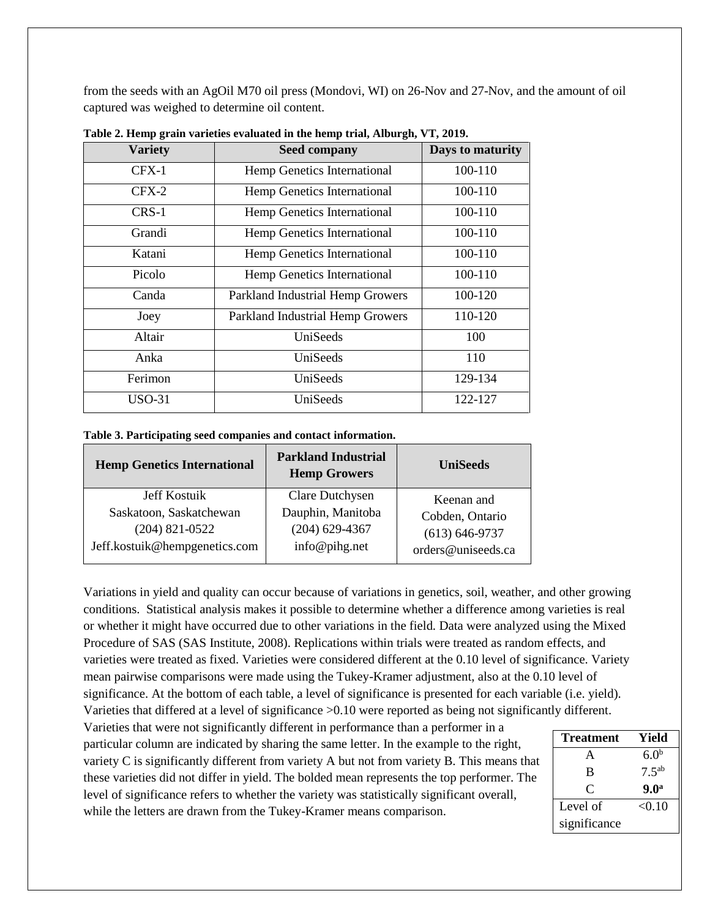from the seeds with an AgOil M70 oil press (Mondovi, WI) on 26-Nov and 27-Nov, and the amount of oil captured was weighed to determine oil content.

**Table 2. Hemp grain varieties evaluated in the hemp trial, Alburgh, VT, 2019.**

| Variety | Seed company | Days to maturity |
|---|---|---|
| CFX-1 | Hemp Genetics International | 100-110 |
| CFX-2 | Hemp Genetics International | 100-110 |
| CRS-1 | Hemp Genetics International | 100-110 |
| Grandi | Hemp Genetics International | 100-110 |
| Katani | Hemp Genetics International | 100-110 |
| Picolo | Hemp Genetics International | 100-110 |
| Canda | Parkland Industrial Hemp Growers | 100-120 |
| Joey | Parkland Industrial Hemp Growers | 110-120 |
| Altair | UniSeeds | 100 |
| Anka | UniSeeds | 110 |
| Ferimon | UniSeeds | 129-134 |
| USO-31 | UniSeeds | 122-127 |

**Table 3. Participating seed companies and contact information.**

| Hemp Genetics International | Parkland Industrial Hemp Growers | UniSeeds |
|---|---|---|
| Jeff Kostuik<br>Saskatoon, Saskatchewan<br>(204) 821-0522<br>Jeff.kostuik@hempgenetics.com | Clare Dutchysen<br>Dauphin, Manitoba<br>(204) 629-4367<br>info@pihg.net | Keenan and<br>Cobden, Ontario<br>(613) 646-9737<br>orders@uniseeds.ca |

Variations in yield and quality can occur because of variations in genetics, soil, weather, and other growing conditions. Statistical analysis makes it possible to determine whether a difference among varieties is real or whether it might have occurred due to other variations in the field. Data were analyzed using the Mixed Procedure of SAS (SAS Institute, 2008). Replications within trials were treated as random effects, and varieties were treated as fixed. Varieties were considered different at the 0.10 level of significance. Variety mean pairwise comparisons were made using the Tukey-Kramer adjustment, also at the 0.10 level of significance. At the bottom of each table, a level of significance is presented for each variable (i.e. yield). Varieties that differed at a level of significance >0.10 were reported as being not significantly different. Varieties that were not significantly different in performance than a performer in a particular column are indicated by sharing the same letter. In the example to the right, variety C is significantly different from variety A but not from variety B. This means that these varieties did not differ in yield. The bolded mean represents the top performer. The level of significance refers to whether the variety was statistically significant overall, while the letters are drawn from the Tukey-Kramer means comparison.

| Treatment | Yield |
|---|---|
| A | $6.0^{b}$ |
| B | $7.5^{ab}$ |
| C | **$9.0^{a}$** |
| Level of significance | <0.10 |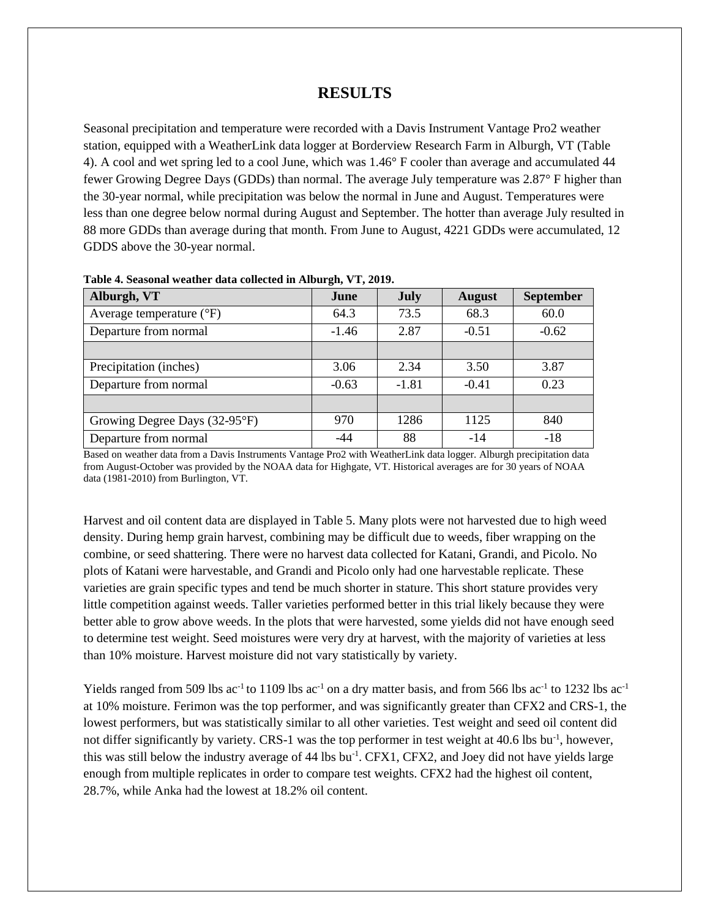# RESULTS

Seasonal precipitation and temperature were recorded with a Davis Instrument Vantage Pro2 weather station, equipped with a WeatherLink data logger at Borderview Research Farm in Alburgh, VT (Table 4). A cool and wet spring led to a cool June, which was 1.46° F cooler than average and accumulated 44 fewer Growing Degree Days (GDDs) than normal. The average July temperature was 2.87° F higher than the 30-year normal, while precipitation was below the normal in June and August. Temperatures were less than one degree below normal during August and September. The hotter than average July resulted in 88 more GDDs than average during that month. From June to August, 4221 GDDs were accumulated, 12 GDDS above the 30-year normal.

**Table 4. Seasonal weather data collected in Alburgh, VT, 2019.**

| Alburgh, VT | June | July | August | September |
|---|---|---|---|---|
| Average temperature (°F) | 64.3 | 73.5 | 68.3 | 60.0 |
| Departure from normal | -1.46 | 2.87 | -0.51 | -0.62 |
| | | | | |
| Precipitation (inches) | 3.06 | 2.34 | 3.50 | 3.87 |
| Departure from normal | -0.63 | -1.81 | -0.41 | 0.23 |
| | | | | |
| Growing Degree Days (32-95°F) | 970 | 1286 | 1125 | 840 |
| Departure from normal | -44 | 88 | -14 | -18 |

Based on weather data from a Davis Instruments Vantage Pro2 with WeatherLink data logger. Alburgh precipitation data from August-October was provided by the NOAA data for Highgate, VT. Historical averages are for 30 years of NOAA data (1981-2010) from Burlington, VT.

Harvest and oil content data are displayed in Table 5. Many plots were not harvested due to high weed density. During hemp grain harvest, combining may be difficult due to weeds, fiber wrapping on the combine, or seed shattering. There were no harvest data collected for Katani, Grandi, and Picolo. No plots of Katani were harvestable, and Grandi and Picolo only had one harvestable replicate. These varieties are grain specific types and tend be much shorter in stature. This short stature provides very little competition against weeds. Taller varieties performed better in this trial likely because they were better able to grow above weeds. In the plots that were harvested, some yields did not have enough seed to determine test weight. Seed moistures were very dry at harvest, with the majority of varieties at less than 10% moisture. Harvest moisture did not vary statistically by variety.

Yields ranged from 509 lbs ac$^{-1}$ to 1109 lbs ac$^{-1}$ on a dry matter basis, and from 566 lbs ac$^{-1}$ to 1232 lbs ac$^{-1}$ at 10% moisture. Ferimon was the top performer, and was significantly greater than CFX2 and CRS-1, the lowest performers, but was statistically similar to all other varieties. Test weight and seed oil content did not differ significantly by variety. CRS-1 was the top performer in test weight at 40.6 lbs bu$^{-1}$, however, this was still below the industry average of 44 lbs bu$^{-1}$. CFX1, CFX2, and Joey did not have yields large enough from multiple replicates in order to compare test weights. CFX2 had the highest oil content, 28.7%, while Anka had the lowest at 18.2% oil content.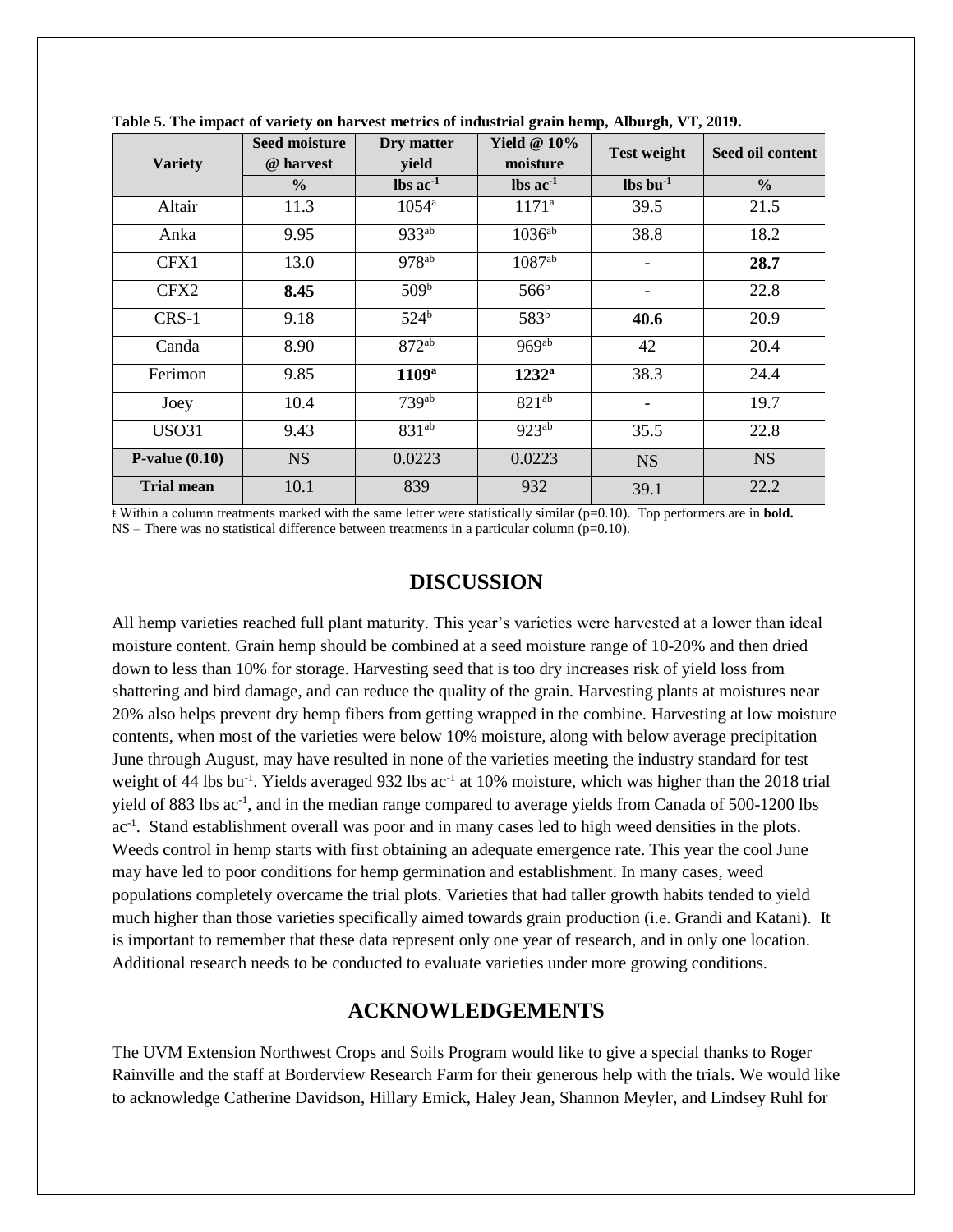**Table 5. The impact of variety on harvest metrics of industrial grain hemp, Alburgh, VT, 2019.**

| Variety | Seed moisture @ harvest | Dry matter yield | Yield @ 10% moisture | Test weight | Seed oil content |
|---|---|---|---|---|---|
| | % | lbs ac$^{-1}$ | lbs ac$^{-1}$ | lbs bu$^{-1}$ | % |
| Altair | 11.3 | 1054[a] | 1171[a] | 39.5 | 21.5 |
| Anka | 9.95 | 933[ab] | 1036[ab] | 38.8 | 18.2 |
| CFX1 | 13.0 | 978[ab] | 1087[ab] | - | **28.7** |
| CFX2 | **8.45** | 509[b] | 566[b] | - | 22.8 |
| CRS-1 | 9.18 | 524[b] | 583[b] | **40.6** | 20.9 |
| Canda | 8.90 | 872[ab] | 969[ab] | 42 | 20.4 |
| Ferimon | 9.85 | **1109[a]** | **1232[a]** | 38.3 | 24.4 |
| Joey | 10.4 | 739[ab] | 821[ab] | - | 19.7 |
| USO31 | 9.43 | 831[ab] | 923[ab] | 35.5 | 22.8 |
| **P-value (0.10)** | NS | 0.0223 | 0.0223 | NS | NS |
| **Trial mean** | 10.1 | 839 | 932 | 39.1 | 22.2 |

ŧ Within a column treatments marked with the same letter were statistically similar (p=0.10). Top performers are in **bold.**
NS – There was no statistical difference between treatments in a particular column (p=0.10).

## DISCUSSION

All hemp varieties reached full plant maturity. This year's varieties were harvested at a lower than ideal moisture content. Grain hemp should be combined at a seed moisture range of 10-20% and then dried down to less than 10% for storage. Harvesting seed that is too dry increases risk of yield loss from shattering and bird damage, and can reduce the quality of the grain. Harvesting plants at moistures near 20% also helps prevent dry hemp fibers from getting wrapped in the combine. Harvesting at low moisture contents, when most of the varieties were below 10% moisture, along with below average precipitation June through August, may have resulted in none of the varieties meeting the industry standard for test weight of 44 lbs bu$^{-1}$. Yields averaged 932 lbs ac$^{-1}$ at 10% moisture, which was higher than the 2018 trial yield of 883 lbs ac$^{-1}$, and in the median range compared to average yields from Canada of 500-1200 lbs ac$^{-1}$. Stand establishment overall was poor and in many cases led to high weed densities in the plots. Weeds control in hemp starts with first obtaining an adequate emergence rate. This year the cool June may have led to poor conditions for hemp germination and establishment. In many cases, weed populations completely overcame the trial plots. Varieties that had taller growth habits tended to yield much higher than those varieties specifically aimed towards grain production (i.e. Grandi and Katani). It is important to remember that these data represent only one year of research, and in only one location. Additional research needs to be conducted to evaluate varieties under more growing conditions.

## ACKNOWLEDGEMENTS

The UVM Extension Northwest Crops and Soils Program would like to give a special thanks to Roger Rainville and the staff at Borderview Research Farm for their generous help with the trials. We would like to acknowledge Catherine Davidson, Hillary Emick, Haley Jean, Shannon Meyler, and Lindsey Ruhl for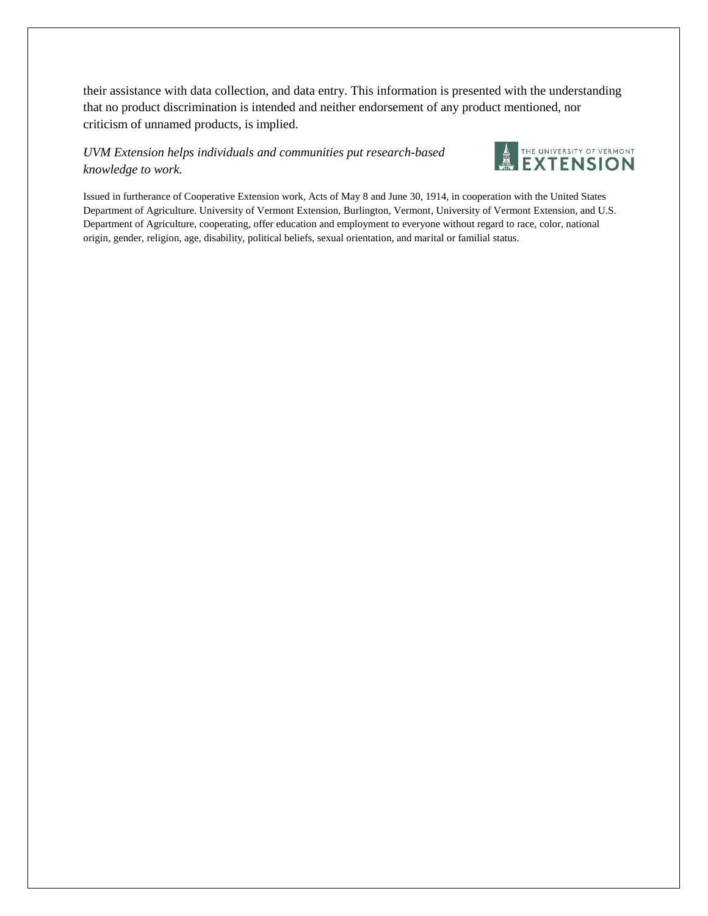their assistance with data collection, and data entry. This information is presented with the understanding that no product discrimination is intended and neither endorsement of any product mentioned, nor criticism of unnamed products, is implied.

*UVM Extension helps individuals and communities put research-based knowledge to work.*

THE UNIVERSITY OF VERMONT EXTENSION

Issued in furtherance of Cooperative Extension work, Acts of May 8 and June 30, 1914, in cooperation with the United States Department of Agriculture. University of Vermont Extension, Burlington, Vermont, University of Vermont Extension, and U.S. Department of Agriculture, cooperating, offer education and employment to everyone without regard to race, color, national origin, gender, religion, age, disability, political beliefs, sexual orientation, and marital or familial status.